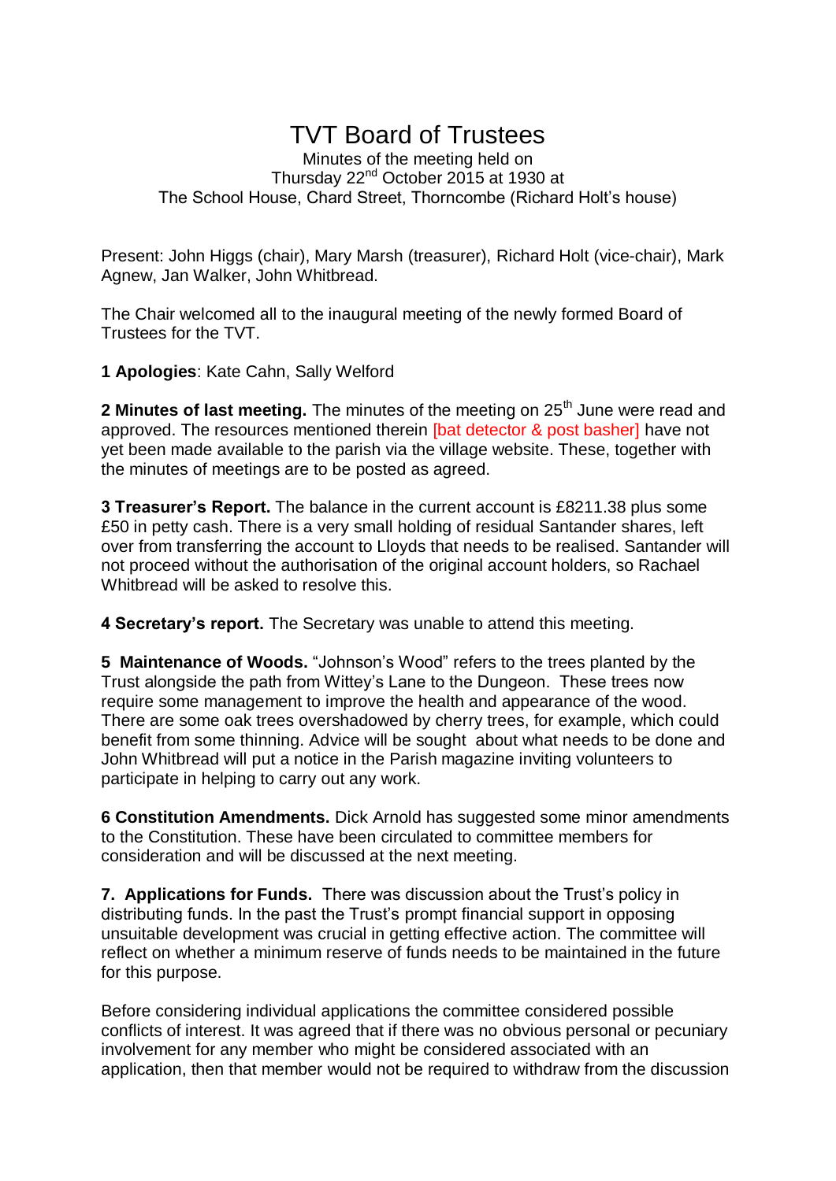# TVT Board of Trustees

Minutes of the meeting held on
Thursday 22nd October 2015 at 1930 at
The School House, Chard Street, Thorncombe (Richard Holt's house)

Present: John Higgs (chair), Mary Marsh (treasurer), Richard Holt (vice-chair), Mark Agnew, Jan Walker, John Whitbread.

The Chair welcomed all to the inaugural meeting of the newly formed Board of Trustees for the TVT.

**1 Apologies**: Kate Cahn, Sally Welford

**2 Minutes of last meeting.** The minutes of the meeting on 25th June were read and approved. The resources mentioned therein [bat detector & post basher] have not yet been made available to the parish via the village website. These, together with the minutes of meetings are to be posted as agreed.

**3 Treasurer's Report.** The balance in the current account is £8211.38 plus some £50 in petty cash. There is a very small holding of residual Santander shares, left over from transferring the account to Lloyds that needs to be realised. Santander will not proceed without the authorisation of the original account holders, so Rachael Whitbread will be asked to resolve this.

**4 Secretary's report.** The Secretary was unable to attend this meeting.

**5 Maintenance of Woods.** "Johnson's Wood" refers to the trees planted by the Trust alongside the path from Wittey's Lane to the Dungeon. These trees now require some management to improve the health and appearance of the wood. There are some oak trees overshadowed by cherry trees, for example, which could benefit from some thinning. Advice will be sought about what needs to be done and John Whitbread will put a notice in the Parish magazine inviting volunteers to participate in helping to carry out any work.

**6 Constitution Amendments.** Dick Arnold has suggested some minor amendments to the Constitution. These have been circulated to committee members for consideration and will be discussed at the next meeting.

**7. Applications for Funds.** There was discussion about the Trust's policy in distributing funds. In the past the Trust's prompt financial support in opposing unsuitable development was crucial in getting effective action. The committee will reflect on whether a minimum reserve of funds needs to be maintained in the future for this purpose.

Before considering individual applications the committee considered possible conflicts of interest. It was agreed that if there was no obvious personal or pecuniary involvement for any member who might be considered associated with an application, then that member would not be required to withdraw from the discussion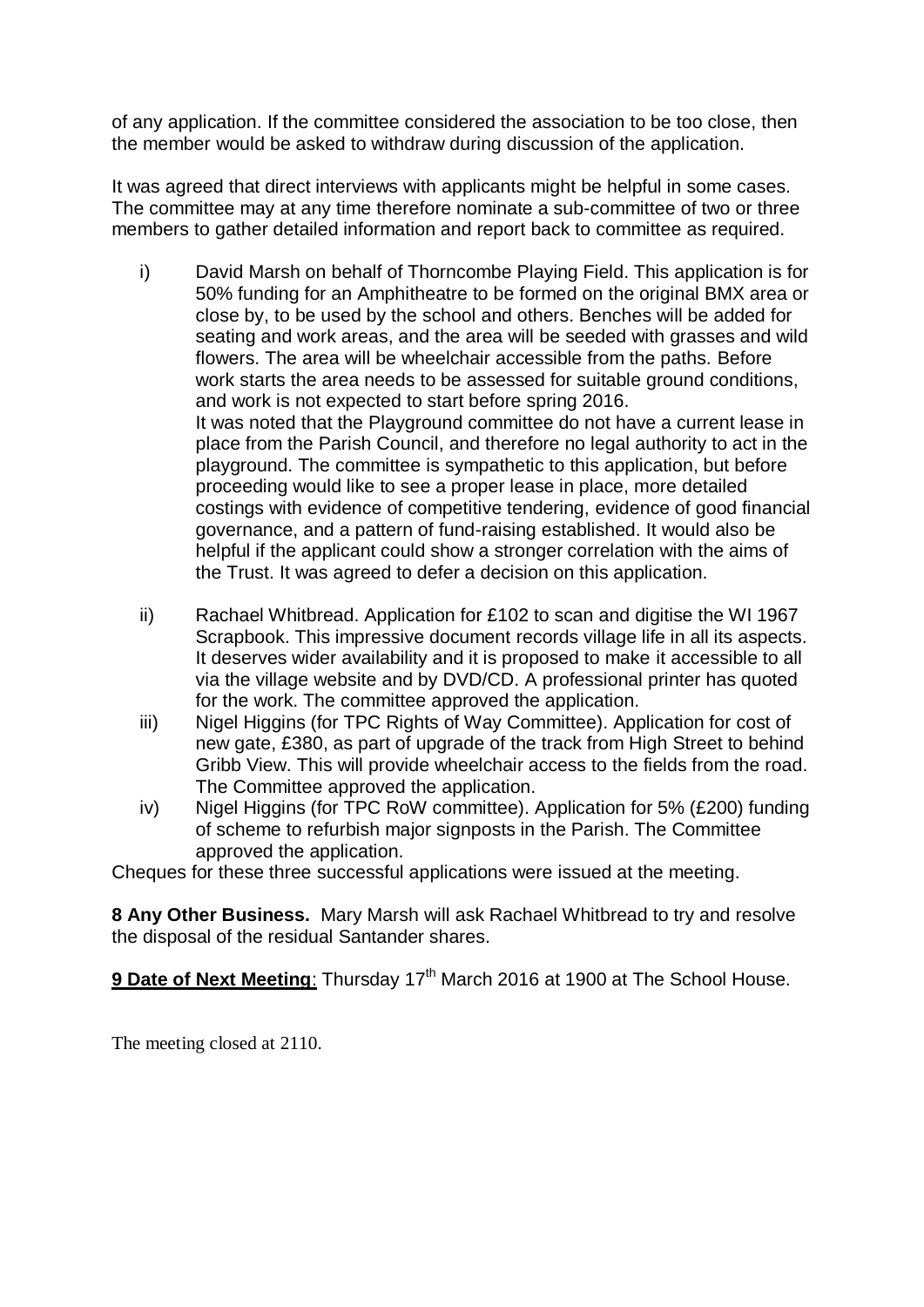of any application. If the committee considered the association to be too close, then the member would be asked to withdraw during discussion of the application.

It was agreed that direct interviews with applicants might be helpful in some cases. The committee may at any time therefore nominate a sub-committee of two or three members to gather detailed information and report back to committee as required.

i) David Marsh on behalf of Thorncombe Playing Field. This application is for 50% funding for an Amphitheatre to be formed on the original BMX area or close by, to be used by the school and others. Benches will be added for seating and work areas, and the area will be seeded with grasses and wild flowers. The area will be wheelchair accessible from the paths. Before work starts the area needs to be assessed for suitable ground conditions, and work is not expected to start before spring 2016.
It was noted that the Playground committee do not have a current lease in place from the Parish Council, and therefore no legal authority to act in the playground. The committee is sympathetic to this application, but before proceeding would like to see a proper lease in place, more detailed costings with evidence of competitive tendering, evidence of good financial governance, and a pattern of fund-raising established. It would also be helpful if the applicant could show a stronger correlation with the aims of the Trust. It was agreed to defer a decision on this application.

ii) Rachael Whitbread. Application for £102 to scan and digitise the WI 1967 Scrapbook. This impressive document records village life in all its aspects. It deserves wider availability and it is proposed to make it accessible to all via the village website and by DVD/CD. A professional printer has quoted for the work. The committee approved the application.

iii) Nigel Higgins (for TPC Rights of Way Committee). Application for cost of new gate, £380, as part of upgrade of the track from High Street to behind Gribb View. This will provide wheelchair access to the fields from the road. The Committee approved the application.

iv) Nigel Higgins (for TPC RoW committee). Application for 5% (£200) funding of scheme to refurbish major signposts in the Parish. The Committee approved the application.

Cheques for these three successful applications were issued at the meeting.

**8 Any Other Business.** Mary Marsh will ask Rachael Whitbread to try and resolve the disposal of the residual Santander shares.

**9 Date of Next Meeting**: Thursday 17th March 2016 at 1900 at The School House.

The meeting closed at 2110.